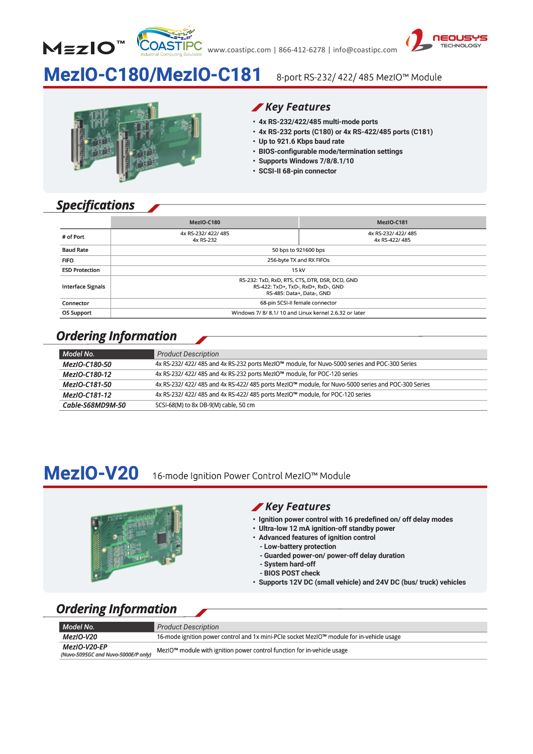www.coastipc.com | 866-412-6278 | info@coastipc.com

# MezIO-C180/MezIO-C181

8-port RS-232/ 422/ 485 MezIO™ Module

## Key Features

- 4x RS-232/422/485 multi-mode ports
- 4x RS-232 ports (C180) or 4x RS-422/485 ports (C181)
- Up to 921.6 Kbps baud rate
- BIOS-configurable mode/termination settings
- Supports Windows 7/8/8.1/10
- SCSI-II 68-pin connector

## Specifications

| | MezIO-C180 | MezIO-C181 |
|---|---|---|
| # of Port | 4x RS-232/ 422/ 485<br>4x RS-232 | 4x RS-232/ 422/ 485<br>4x RS-422/ 485 |
| Baud Rate | 50 bps to 921600 bps | |
| FIFO | 256-byte TX and RX FIFOs | |
| ESD Protection | 15 kV | |
| Interface Signals | RS-232: TxD, RxD, RTS, CTS, DTR, DSR, DCD, GND<br>RS-422: TxD+, TxD-, RxD+, RxD-, GND<br>RS-485: Data+, Data-, GND | |
| Connector | 68-pin SCSI-II female connector | |
| OS Support | Windows 7/ 8/ 8.1/ 10 and Linux kernel 2.6.32 or later | |

## Ordering Information

| Model No. | Product Description |
|---|---|
| *MezIO-C180-50* | 4x RS-232/ 422/ 485 and 4x RS-232 ports MezIO™ module, for Nuvo-5000 series and POC-300 Series |
| *MezIO-C180-12* | 4x RS-232/ 422/ 485 and 4x RS-232 ports MezIO™ module, for POC-120 series |
| *MezIO-C181-50* | 4x RS-232/ 422/ 485 and 4x RS-422/ 485 ports MezIO™ module, for Nuvo-5000 series and POC-300 Series |
| *MezIO-C181-12* | 4x RS-232/ 422/ 485 and 4x RS-422/ 485 ports MezIO™ module, for POC-120 series |
| *Cable-S68MD9M-50* | SCSI-68(M) to 8x DB-9(M) cable, 50 cm |

# MezIO-V20

16-mode Ignition Power Control MezIO™ Module

## Key Features

- Ignition power control with 16 predefined on/ off delay modes
- Ultra-low 12 mA ignition-off standby power
- Advanced features of ignition control
  - Low-battery protection
  - Guarded power-on/ power-off delay duration
  - System hard-off
  - BIOS POST check
- Supports 12V DC (small vehicle) and 24V DC (bus/ truck) vehicles

## Ordering Information

| Model No. | Product Description |
|---|---|
| *MezIO-V20* | 16-mode ignition power control and 1x mini-PCIe socket MezIO™ module for in-vehicle usage |
| *MezIO-V20-EP*<br>*(Nuvo-5095GC and Nuvo-5000E/P only)* | MezIO™ module with ignition power control function for in-vehicle usage |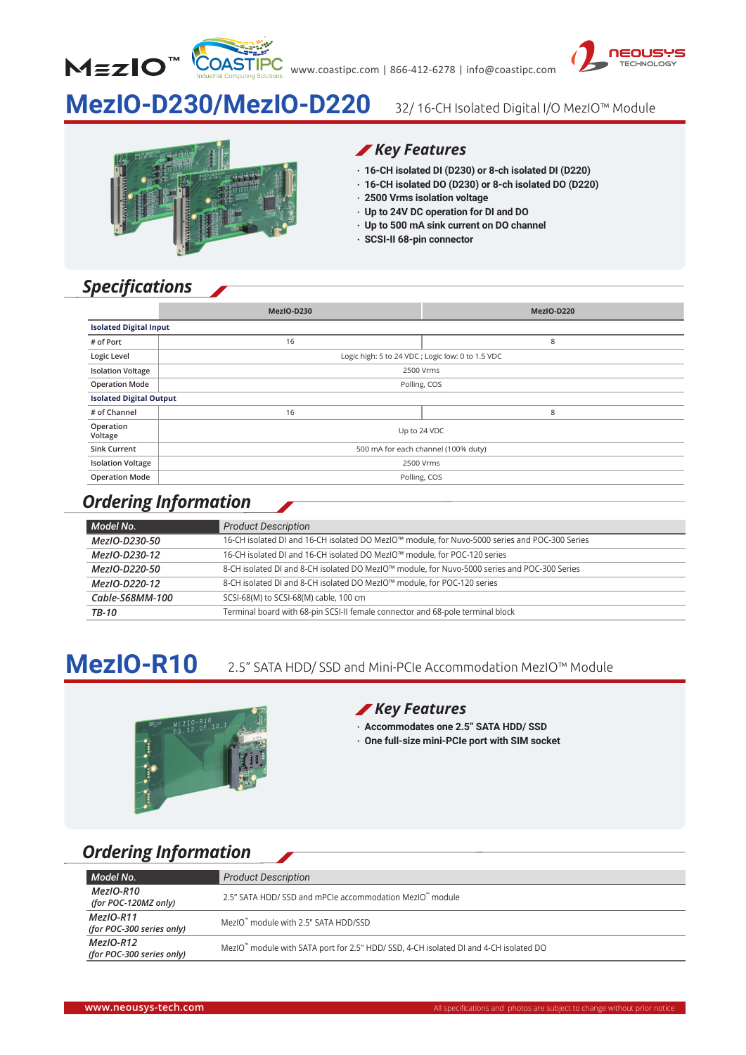# MezIO-D230/MezIO-D220

32/ 16-CH Isolated Digital I/O MezIO™ Module

### Key Features

- 16-CH isolated DI (D230) or 8-ch isolated DI (D220)
- 16-CH isolated DO (D230) or 8-ch isolated DO (D220)
- 2500 Vrms isolation voltage
- Up to 24V DC operation for DI and DO
- Up to 500 mA sink current on DO channel
- SCSI-II 68-pin connector

## Specifications

| | MezIO-D230 | MezIO-D220 |
|---|---|---|
| **Isolated Digital Input** | | |
| # of Port | 16 | 8 |
| Logic Level | Logic high: 5 to 24 VDC ; Logic low: 0 to 1.5 VDC | |
| Isolation Voltage | 2500 Vrms | |
| Operation Mode | Polling, COS | |
| **Isolated Digital Output** | | |
| # of Channel | 16 | 8 |
| Operation Voltage | Up to 24 VDC | |
| Sink Current | 500 mA for each channel (100% duty) | |
| Isolation Voltage | 2500 Vrms | |
| Operation Mode | Polling, COS | |

## Ordering Information

| Model No. | Product Description |
|---|---|
| *MezIO-D230-50* | 16-CH isolated DI and 16-CH isolated DO MezIO™ module, for Nuvo-5000 series and POC-300 Series |
| *MezIO-D230-12* | 16-CH isolated DI and 16-CH isolated DO MezIO™ module, for POC-120 series |
| *MezIO-D220-50* | 8-CH isolated DI and 8-CH isolated DO MezIO™ module, for Nuvo-5000 series and POC-300 Series |
| *MezIO-D220-12* | 8-CH isolated DI and 8-CH isolated DO MezIO™ module, for POC-120 series |
| *Cable-S68MM-100* | SCSI-68(M) to SCSI-68(M) cable, 100 cm |
| *TB-10* | Terminal board with 68-pin SCSI-II female connector and 68-pole terminal block |

# MezIO-R10

2.5" SATA HDD/ SSD and Mini-PCIe Accommodation MezIO™ Module

### Key Features

- Accommodates one 2.5" SATA HDD/ SSD
- One full-size mini-PCIe port with SIM socket

## Ordering Information

| Model No. | Product Description |
|---|---|
| *MezIO-R10 (for POC-120MZ only)* | 2.5" SATA HDD/ SSD and mPCIe accommodation MezIO™ module |
| *MezIO-R11 (for POC-300 series only)* | MezIO™ module with 2.5" SATA HDD/SSD |
| *MezIO-R12 (for POC-300 series only)* | MezIO™ module with SATA port for 2.5" HDD/ SSD, 4-CH isolated DI and 4-CH isolated DO |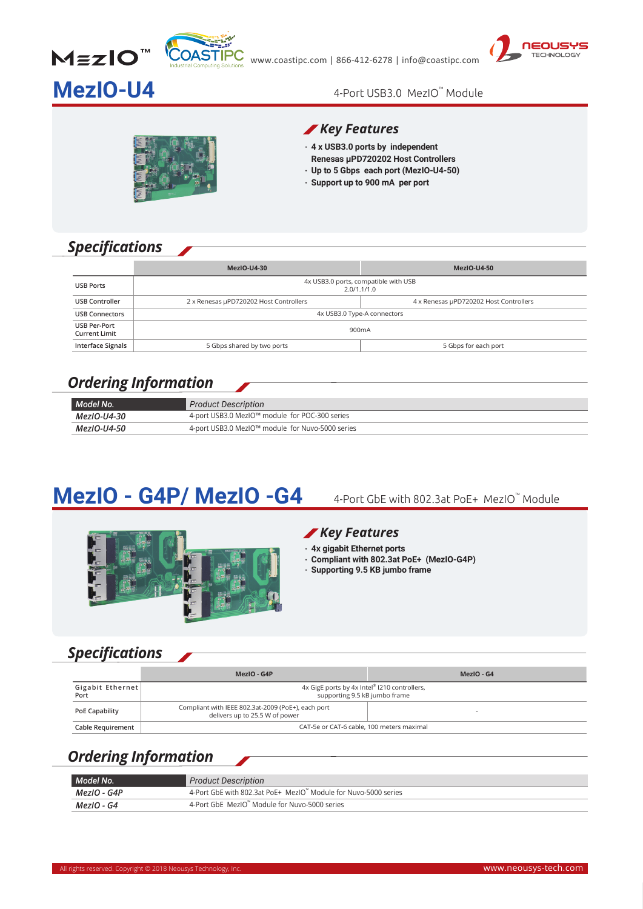MezIO™ COASTIPC Industrial Computing Solutions www.coastipc.com | 866-412-6278 | info@coastipc.com NEOUSYS TECHNOLOGY

# MezIO-U4

4-Port USB3.0 MezIO™ Module

## Key Features

- 4 x USB3.0 ports by independent Renesas µPD720202 Host Controllers
- Up to 5 Gbps each port (MezIO-U4-50)
- Support up to 900 mA per port

## Specifications

| | MezIO-U4-30 | MezIO-U4-50 |
|---|---|---|
| USB Ports | 4x USB3.0 ports, compatible with USB 2.0/1.1/1.0 | |
| USB Controller | 2 x Renesas µPD720202 Host Controllers | 4 x Renesas µPD720202 Host Controllers |
| USB Connectors | 4x USB3.0 Type-A connectors | |
| USB Per-Port Current Limit | 900mA | |
| Interface Signals | 5 Gbps shared by two ports | 5 Gbps for each port |

## Ordering Information

| Model No. | Product Description |
|---|---|
| *MezIO-U4-30* | 4-port USB3.0 MezIO™ module for POC-300 series |
| *MezIO-U4-50* | 4-port USB3.0 MezIO™ module for Nuvo-5000 series |

# MezIO - G4P/ MezIO -G4

4-Port GbE with 802.3at PoE+ MezIO™ Module

## Key Features

- 4x gigabit Ethernet ports
- Compliant with 802.3at PoE+ (MezIO-G4P)
- Supporting 9.5 KB jumbo frame

## Specifications

| | MezIO - G4P | MezIO - G4 |
|---|---|---|
| Gigabit Ethernet Port | 4x GigE ports by 4x Intel® I210 controllers, supporting 9.5 kB jumbo frame | |
| PoE Capability | Compliant with IEEE 802.3at-2009 (PoE+), each port delivers up to 25.5 W of power | - |
| Cable Requirement | CAT-5e or CAT-6 cable, 100 meters maximal | |

## Ordering Information

| Model No. | Product Description |
|---|---|
| *MezIO - G4P* | 4-Port GbE with 802.3at PoE+ MezIO™ Module for Nuvo-5000 series |
| *MezIO - G4* | 4-Port GbE MezIO™ Module for Nuvo-5000 series |

All rights reserved. Copyright © 2018 Neousys Technology, Inc. www.neousys-tech.com